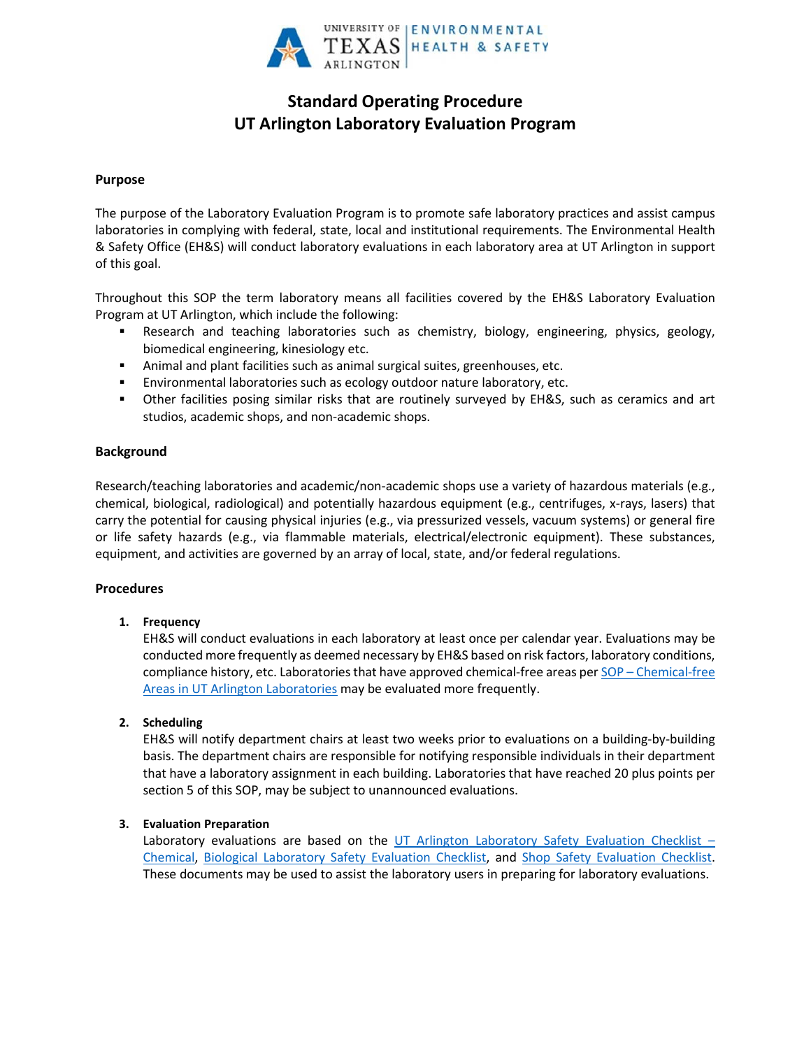# Standard Operating Procedure
# UT Arlington Laboratory Evaluation Program

## Purpose

The purpose of the Laboratory Evaluation Program is to promote safe laboratory practices and assist campus laboratories in complying with federal, state, local and institutional requirements. The Environmental Health & Safety Office (EH&S) will conduct laboratory evaluations in each laboratory area at UT Arlington in support of this goal.

Throughout this SOP the term laboratory means all facilities covered by the EH&S Laboratory Evaluation Program at UT Arlington, which include the following:

- Research and teaching laboratories such as chemistry, biology, engineering, physics, geology, biomedical engineering, kinesiology etc.
- Animal and plant facilities such as animal surgical suites, greenhouses, etc.
- Environmental laboratories such as ecology outdoor nature laboratory, etc.
- Other facilities posing similar risks that are routinely surveyed by EH&S, such as ceramics and art studios, academic shops, and non-academic shops.

## Background

Research/teaching laboratories and academic/non-academic shops use a variety of hazardous materials (e.g., chemical, biological, radiological) and potentially hazardous equipment (e.g., centrifuges, x-rays, lasers) that carry the potential for causing physical injuries (e.g., via pressurized vessels, vacuum systems) or general fire or life safety hazards (e.g., via flammable materials, electrical/electronic equipment). These substances, equipment, and activities are governed by an array of local, state, and/or federal regulations.

## Procedures

1. **Frequency**
   EH&S will conduct evaluations in each laboratory at least once per calendar year. Evaluations may be conducted more frequently as deemed necessary by EH&S based on risk factors, laboratory conditions, compliance history, etc. Laboratories that have approved chemical-free areas per SOP – Chemical-free Areas in UT Arlington Laboratories may be evaluated more frequently.

2. **Scheduling**
   EH&S will notify department chairs at least two weeks prior to evaluations on a building-by-building basis. The department chairs are responsible for notifying responsible individuals in their department that have a laboratory assignment in each building. Laboratories that have reached 20 plus points per section 5 of this SOP, may be subject to unannounced evaluations.

3. **Evaluation Preparation**
   Laboratory evaluations are based on the UT Arlington Laboratory Safety Evaluation Checklist – Chemical, Biological Laboratory Safety Evaluation Checklist, and Shop Safety Evaluation Checklist. These documents may be used to assist the laboratory users in preparing for laboratory evaluations.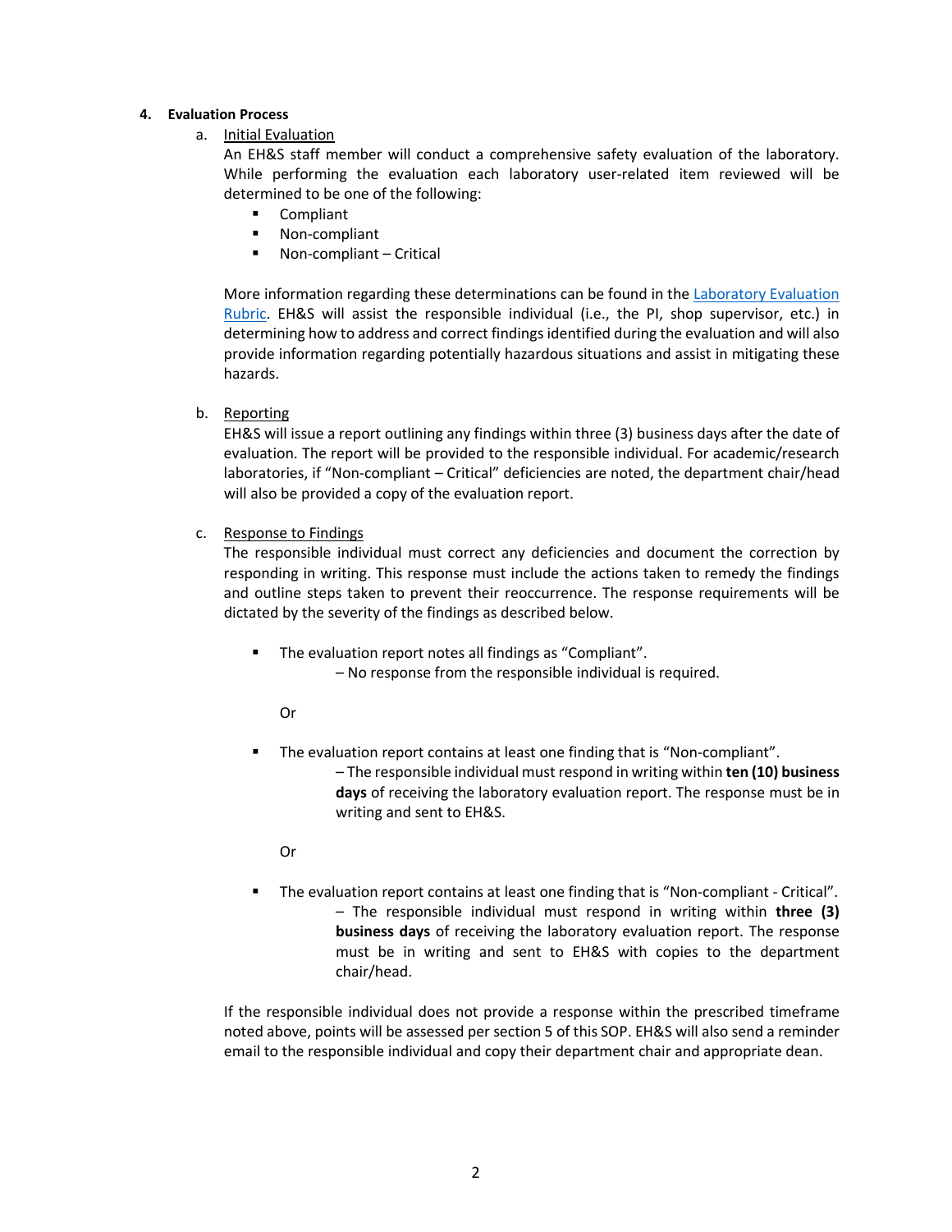**4. Evaluation Process**

a. Initial Evaluation

An EH&S staff member will conduct a comprehensive safety evaluation of the laboratory. While performing the evaluation each laboratory user-related item reviewed will be determined to be one of the following:

- Compliant
- Non-compliant
- Non-compliant – Critical

More information regarding these determinations can be found in the Laboratory Evaluation Rubric. EH&S will assist the responsible individual (i.e., the PI, shop supervisor, etc.) in determining how to address and correct findings identified during the evaluation and will also provide information regarding potentially hazardous situations and assist in mitigating these hazards.

b. Reporting

EH&S will issue a report outlining any findings within three (3) business days after the date of evaluation. The report will be provided to the responsible individual. For academic/research laboratories, if "Non-compliant – Critical" deficiencies are noted, the department chair/head will also be provided a copy of the evaluation report.

c. Response to Findings

The responsible individual must correct any deficiencies and document the correction by responding in writing. This response must include the actions taken to remedy the findings and outline steps taken to prevent their reoccurrence. The response requirements will be dictated by the severity of the findings as described below.

- The evaluation report notes all findings as "Compliant".
  – No response from the responsible individual is required.

  Or

- The evaluation report contains at least one finding that is "Non-compliant".
  – The responsible individual must respond in writing within **ten (10) business days** of receiving the laboratory evaluation report. The response must be in writing and sent to EH&S.

  Or

- The evaluation report contains at least one finding that is "Non-compliant - Critical".
  – The responsible individual must respond in writing within **three (3) business days** of receiving the laboratory evaluation report. The response must be in writing and sent to EH&S with copies to the department chair/head.

If the responsible individual does not provide a response within the prescribed timeframe noted above, points will be assessed per section 5 of this SOP. EH&S will also send a reminder email to the responsible individual and copy their department chair and appropriate dean.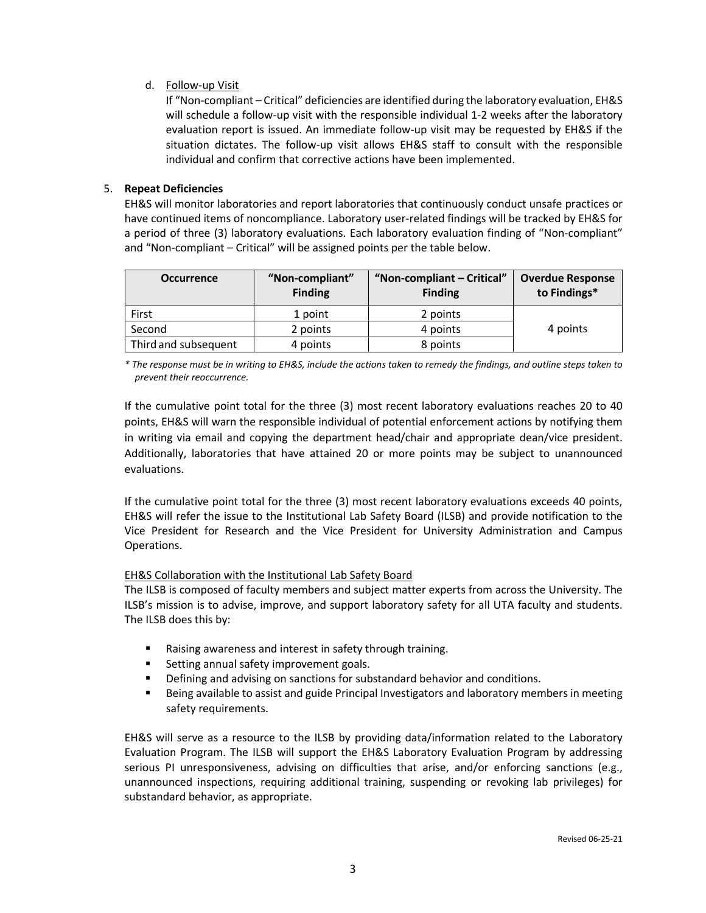d. Follow-up Visit

If "Non-compliant – Critical" deficiencies are identified during the laboratory evaluation, EH&S will schedule a follow-up visit with the responsible individual 1-2 weeks after the laboratory evaluation report is issued. An immediate follow-up visit may be requested by EH&S if the situation dictates. The follow-up visit allows EH&S staff to consult with the responsible individual and confirm that corrective actions have been implemented.

5. **Repeat Deficiencies**

EH&S will monitor laboratories and report laboratories that continuously conduct unsafe practices or have continued items of noncompliance. Laboratory user-related findings will be tracked by EH&S for a period of three (3) laboratory evaluations. Each laboratory evaluation finding of "Non-compliant" and "Non-compliant – Critical" will be assigned points per the table below.

| Occurrence | "Non-compliant" Finding | "Non-compliant – Critical" Finding | Overdue Response to Findings* |
|---|---|---|---|
| First | 1 point | 2 points | 4 points |
| Second | 2 points | 4 points | |
| Third and subsequent | 4 points | 8 points | |

*\* The response must be in writing to EH&S, include the actions taken to remedy the findings, and outline steps taken to prevent their reoccurrence.*

If the cumulative point total for the three (3) most recent laboratory evaluations reaches 20 to 40 points, EH&S will warn the responsible individual of potential enforcement actions by notifying them in writing via email and copying the department head/chair and appropriate dean/vice president. Additionally, laboratories that have attained 20 or more points may be subject to unannounced evaluations.

If the cumulative point total for the three (3) most recent laboratory evaluations exceeds 40 points, EH&S will refer the issue to the Institutional Lab Safety Board (ILSB) and provide notification to the Vice President for Research and the Vice President for University Administration and Campus Operations.

EH&S Collaboration with the Institutional Lab Safety Board

The ILSB is composed of faculty members and subject matter experts from across the University. The ILSB's mission is to advise, improve, and support laboratory safety for all UTA faculty and students. The ILSB does this by:

- Raising awareness and interest in safety through training.
- Setting annual safety improvement goals.
- Defining and advising on sanctions for substandard behavior and conditions.
- Being available to assist and guide Principal Investigators and laboratory members in meeting safety requirements.

EH&S will serve as a resource to the ILSB by providing data/information related to the Laboratory Evaluation Program. The ILSB will support the EH&S Laboratory Evaluation Program by addressing serious PI unresponsiveness, advising on difficulties that arise, and/or enforcing sanctions (e.g., unannounced inspections, requiring additional training, suspending or revoking lab privileges) for substandard behavior, as appropriate.

Revised 06-25-21